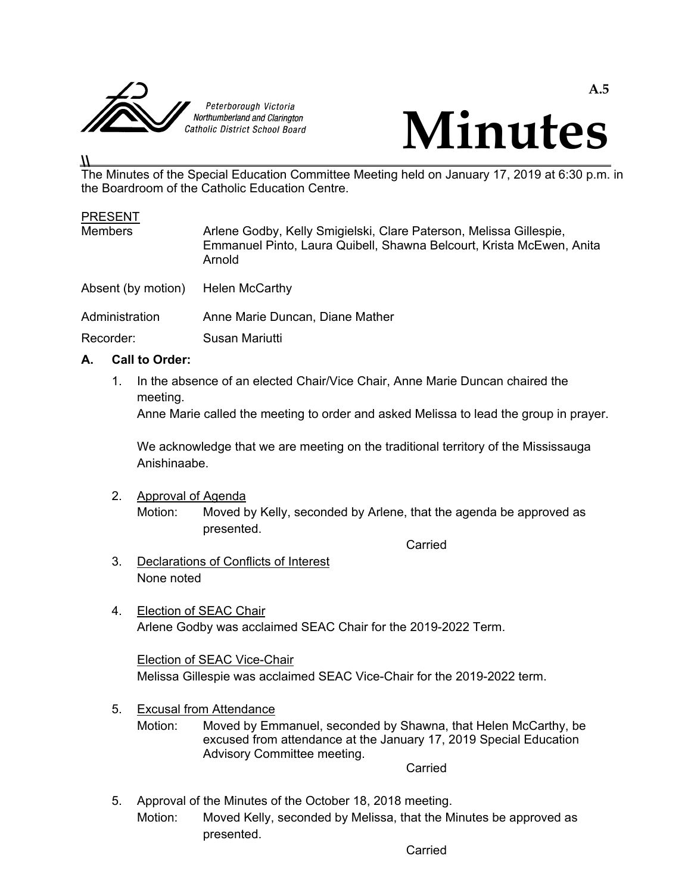Peterborough Victoria Northumberland and Clarington Catholic District School Board

A.5

# Minutes

The Minutes of the Special Education Committee Meeting held on January 17, 2019 at 6:30 p.m. in the Boardroom of the Catholic Education Centre.

PRESENT

| | |
|---|---|
| Members | Arlene Godby, Kelly Smigielski, Clare Paterson, Melissa Gillespie, Emmanuel Pinto, Laura Quibell, Shawna Belcourt, Krista McEwen, Anita Arnold |
| Absent (by motion) | Helen McCarthy |
| Administration | Anne Marie Duncan, Diane Mather |
| Recorder: | Susan Mariutti |

**A. Call to Order:**

1. In the absence of an elected Chair/Vice Chair, Anne Marie Duncan chaired the meeting.
   Anne Marie called the meeting to order and asked Melissa to lead the group in prayer.

   We acknowledge that we are meeting on the traditional territory of the Mississauga Anishinaabe.

2. Approval of Agenda
   Motion: Moved by Kelly, seconded by Arlene, that the agenda be approved as presented.

   Carried

3. Declarations of Conflicts of Interest
   None noted

4. Election of SEAC Chair
   Arlene Godby was acclaimed SEAC Chair for the 2019-2022 Term.

   Election of SEAC Vice-Chair
   Melissa Gillespie was acclaimed SEAC Vice-Chair for the 2019-2022 term.

5. Excusal from Attendance
   Motion: Moved by Emmanuel, seconded by Shawna, that Helen McCarthy, be excused from attendance at the January 17, 2019 Special Education Advisory Committee meeting.

   Carried

5. Approval of the Minutes of the October 18, 2018 meeting.
   Motion: Moved Kelly, seconded by Melissa, that the Minutes be approved as presented.

   Carried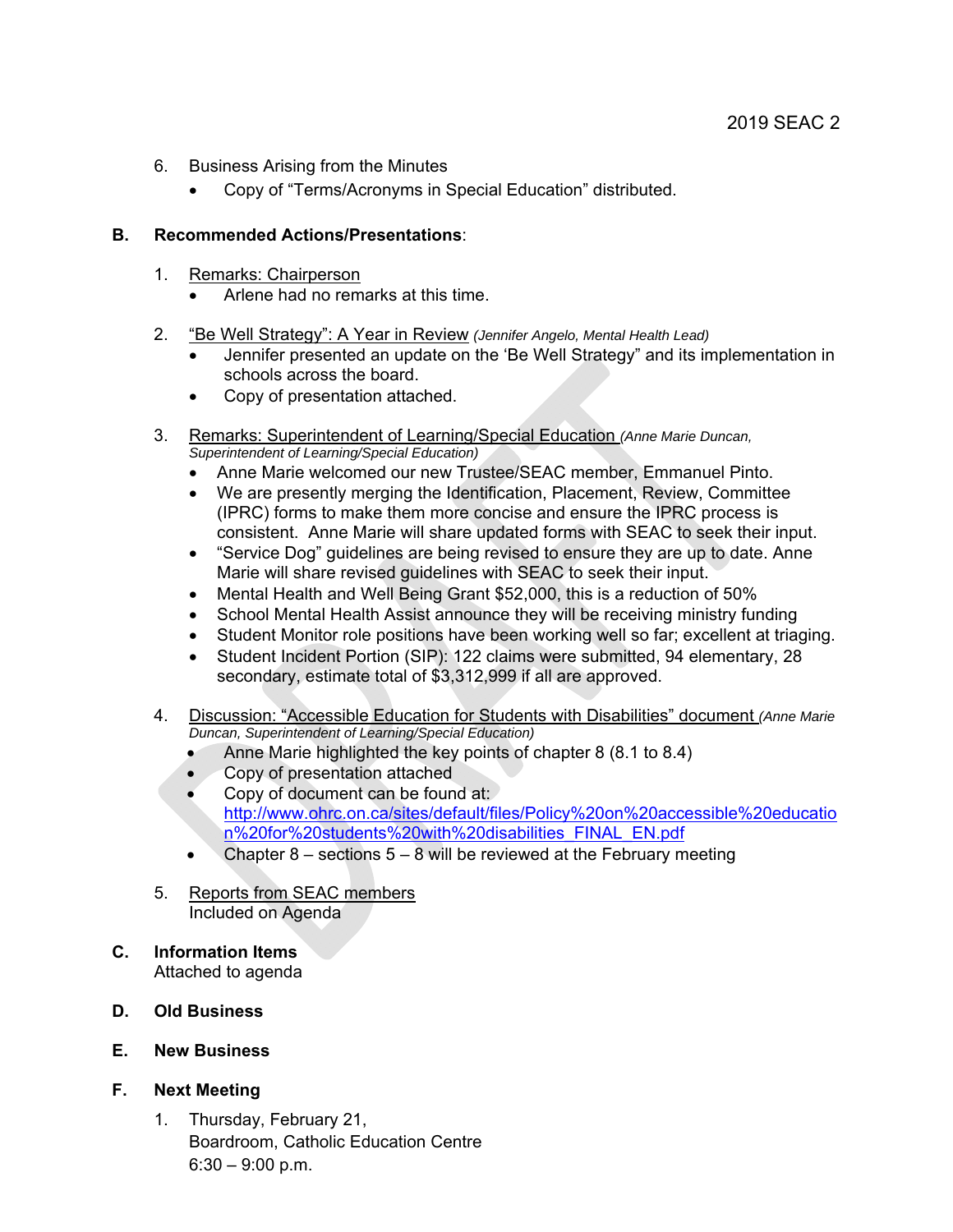6. Business Arising from the Minutes
    - Copy of "Terms/Acronyms in Special Education" distributed.

**B. Recommended Actions/Presentations**:

1. Remarks: Chairperson
    - Arlene had no remarks at this time.

2. "Be Well Strategy": A Year in Review *(Jennifer Angelo, Mental Health Lead)*
    - Jennifer presented an update on the 'Be Well Strategy" and its implementation in schools across the board.
    - Copy of presentation attached.

3. Remarks: Superintendent of Learning/Special Education *(Anne Marie Duncan, Superintendent of Learning/Special Education)*
    - Anne Marie welcomed our new Trustee/SEAC member, Emmanuel Pinto.
    - We are presently merging the Identification, Placement, Review, Committee (IPRC) forms to make them more concise and ensure the IPRC process is consistent. Anne Marie will share updated forms with SEAC to seek their input.
    - "Service Dog" guidelines are being revised to ensure they are up to date. Anne Marie will share revised guidelines with SEAC to seek their input.
    - Mental Health and Well Being Grant $52,000, this is a reduction of 50%
    - School Mental Health Assist announce they will be receiving ministry funding
    - Student Monitor role positions have been working well so far; excellent at triaging.
    - Student Incident Portion (SIP): 122 claims were submitted, 94 elementary, 28 secondary, estimate total of $3,312,999 if all are approved.

4. Discussion: "Accessible Education for Students with Disabilities" document *(Anne Marie Duncan, Superintendent of Learning/Special Education)*
    - Anne Marie highlighted the key points of chapter 8 (8.1 to 8.4)
    - Copy of presentation attached
    - Copy of document can be found at: http://www.ohrc.on.ca/sites/default/files/Policy%20on%20accessible%20education%20for%20students%20with%20disabilities_FINAL_EN.pdf
    - Chapter 8 – sections 5 – 8 will be reviewed at the February meeting

5. Reports from SEAC members
    Included on Agenda

**C. Information Items**
Attached to agenda

**D. Old Business**

**E. New Business**

**F. Next Meeting**

1. Thursday, February 21,
    Boardroom, Catholic Education Centre
    6:30 – 9:00 p.m.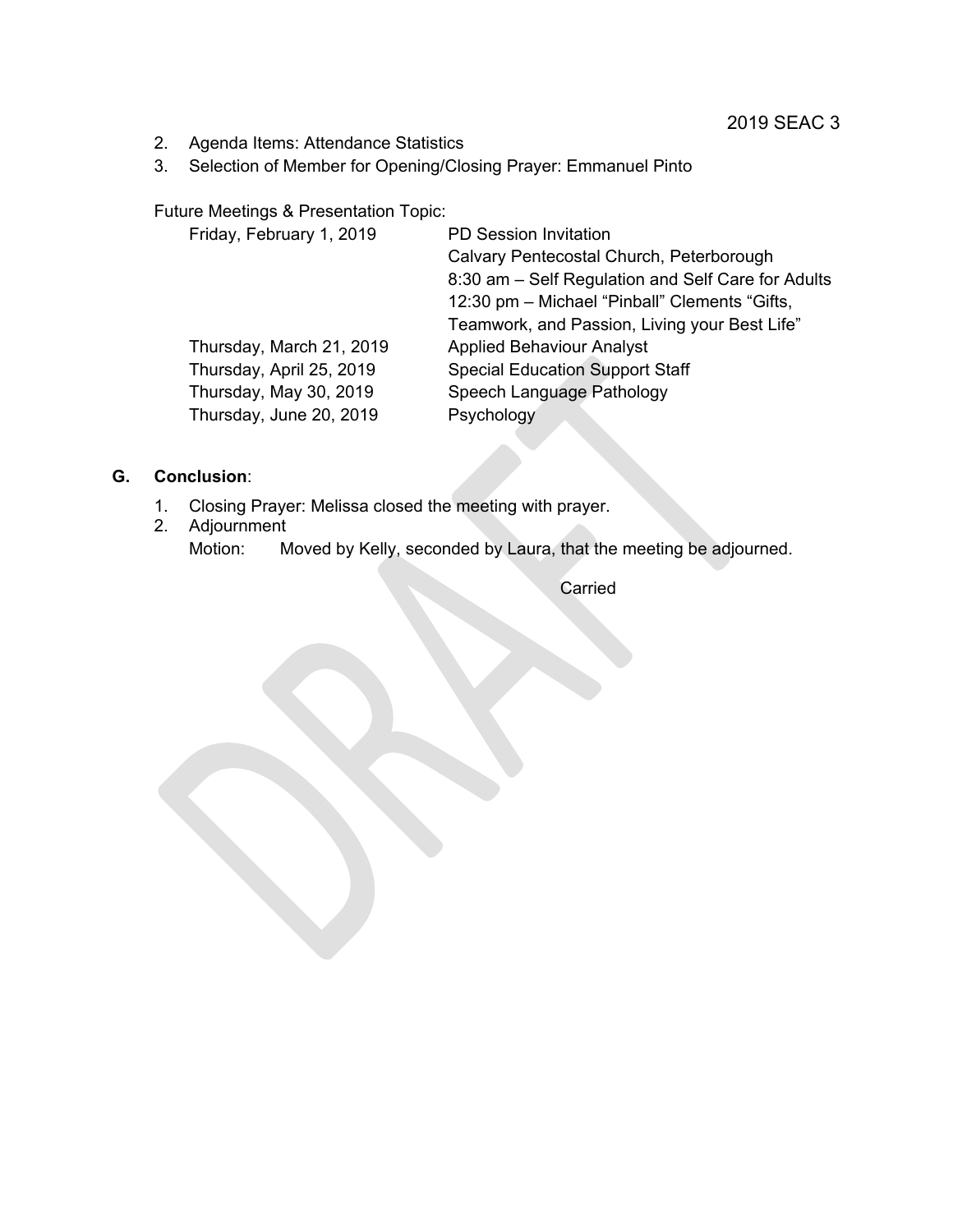2. Agenda Items: Attendance Statistics
3. Selection of Member for Opening/Closing Prayer: Emmanuel Pinto

Future Meetings & Presentation Topic:

| | |
|---|---|
| Friday, February 1, 2019 | PD Session Invitation<br>Calvary Pentecostal Church, Peterborough<br>8:30 am – Self Regulation and Self Care for Adults<br>12:30 pm – Michael "Pinball" Clements "Gifts, Teamwork, and Passion, Living your Best Life" |
| Thursday, March 21, 2019 | Applied Behaviour Analyst |
| Thursday, April 25, 2019 | Special Education Support Staff |
| Thursday, May 30, 2019 | Speech Language Pathology |
| Thursday, June 20, 2019 | Psychology |

## G. **Conclusion**:

1. Closing Prayer: Melissa closed the meeting with prayer.
2. Adjournment

   Motion: Moved by Kelly, seconded by Laura, that the meeting be adjourned.

   Carried